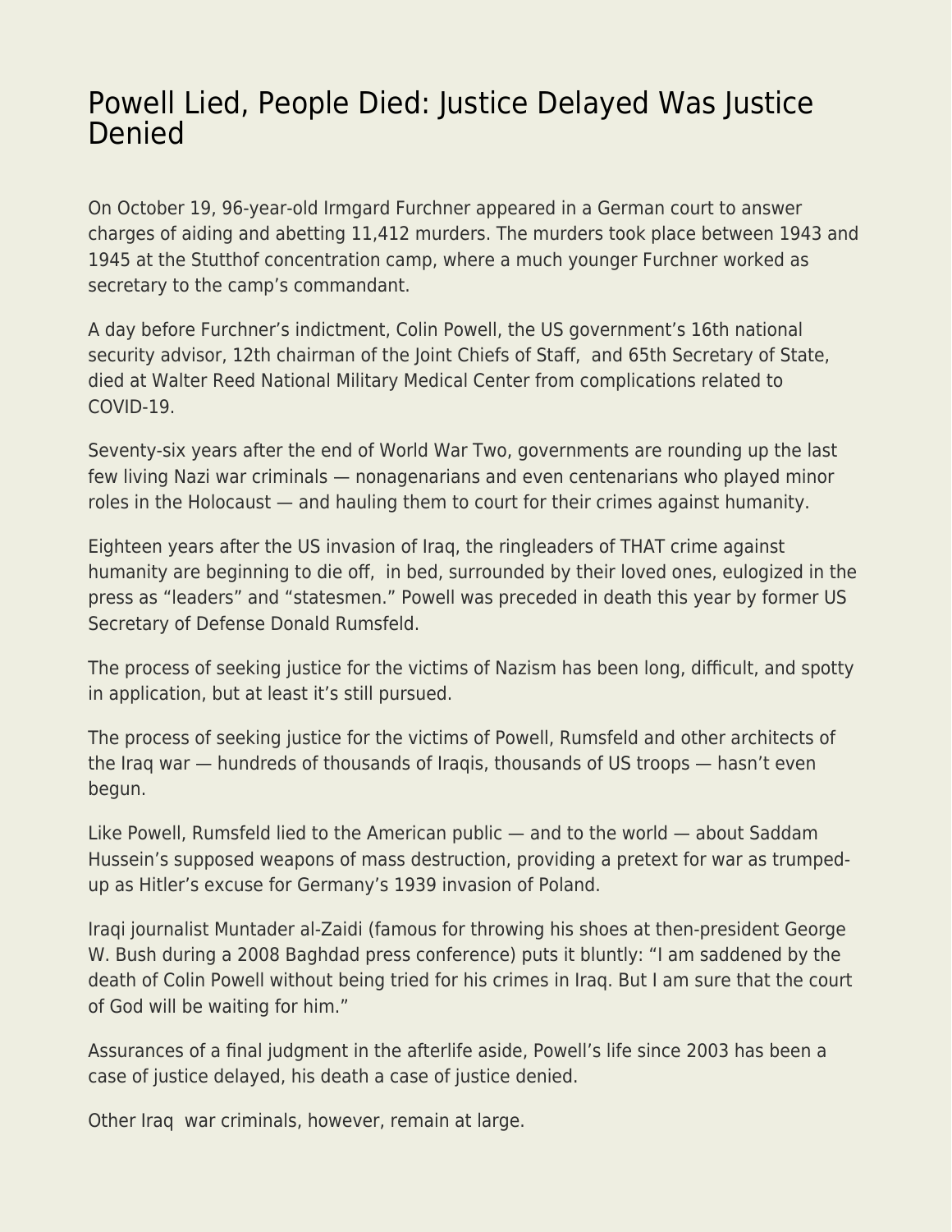# Powell Lied, People Died: Justice Delayed Was Justice Denied

On October 19, 96-year-old Irmgard Furchner appeared in a German court to answer charges of aiding and abetting 11,412 murders. The murders took place between 1943 and 1945 at the Stutthof concentration camp, where a much younger Furchner worked as secretary to the camp's commandant.

A day before Furchner's indictment, Colin Powell, the US government's 16th national security advisor, 12th chairman of the Joint Chiefs of Staff, and 65th Secretary of State, died at Walter Reed National Military Medical Center from complications related to COVID-19.

Seventy-six years after the end of World War Two, governments are rounding up the last few living Nazi war criminals — nonagenarians and even centenarians who played minor roles in the Holocaust — and hauling them to court for their crimes against humanity.

Eighteen years after the US invasion of Iraq, the ringleaders of THAT crime against humanity are beginning to die off, in bed, surrounded by their loved ones, eulogized in the press as "leaders" and "statesmen." Powell was preceded in death this year by former US Secretary of Defense Donald Rumsfeld.

The process of seeking justice for the victims of Nazism has been long, difficult, and spotty in application, but at least it's still pursued.

The process of seeking justice for the victims of Powell, Rumsfeld and other architects of the Iraq war — hundreds of thousands of Iraqis, thousands of US troops — hasn't even begun.

Like Powell, Rumsfeld lied to the American public — and to the world — about Saddam Hussein's supposed weapons of mass destruction, providing a pretext for war as trumped-up as Hitler's excuse for Germany's 1939 invasion of Poland.

Iraqi journalist Muntader al-Zaidi (famous for throwing his shoes at then-president George W. Bush during a 2008 Baghdad press conference) puts it bluntly: "I am saddened by the death of Colin Powell without being tried for his crimes in Iraq. But I am sure that the court of God will be waiting for him."

Assurances of a final judgment in the afterlife aside, Powell's life since 2003 has been a case of justice delayed, his death a case of justice denied.

Other Iraq war criminals, however, remain at large.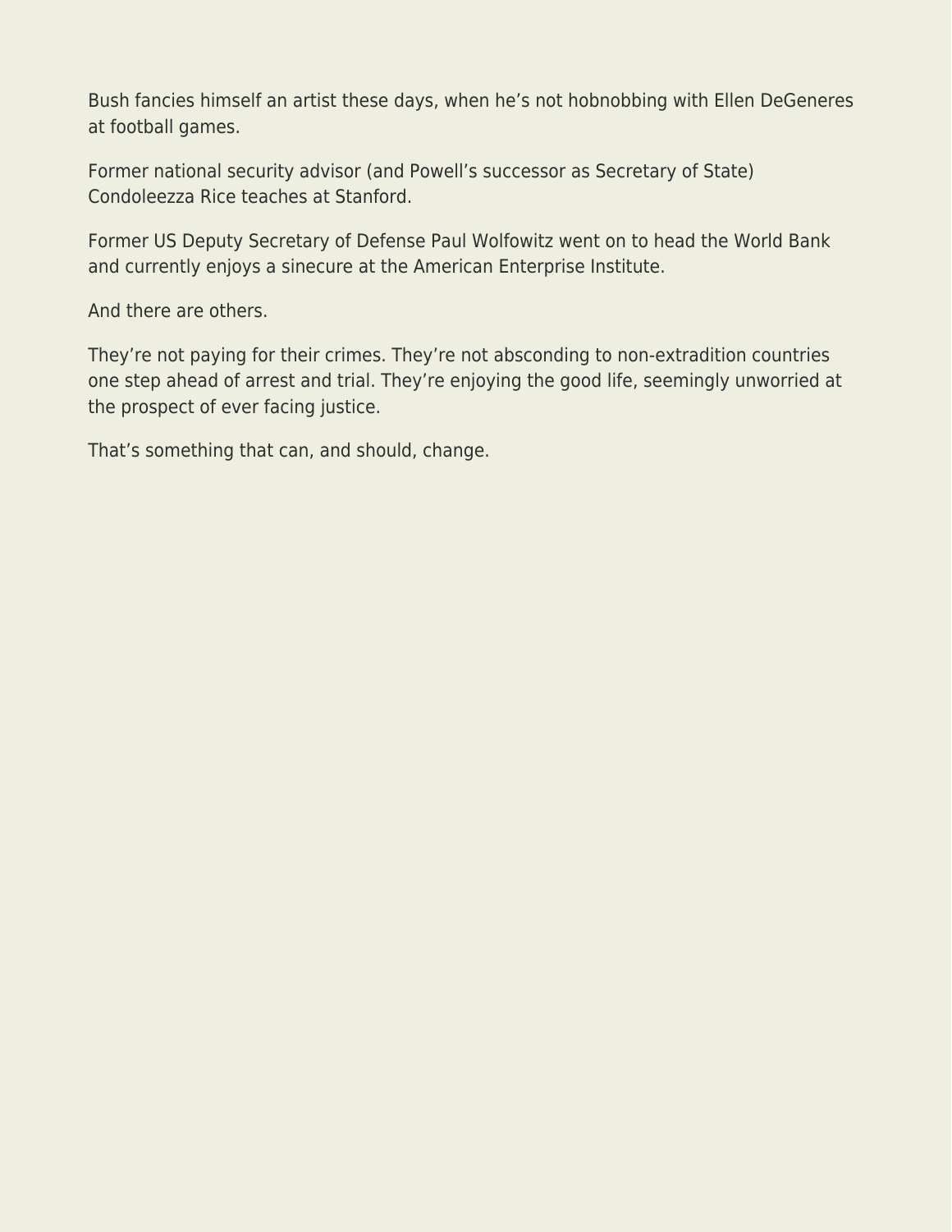Bush fancies himself an artist these days, when he's not hobnobbing with Ellen DeGeneres at football games.

Former national security advisor (and Powell's successor as Secretary of State) Condoleezza Rice teaches at Stanford.

Former US Deputy Secretary of Defense Paul Wolfowitz went on to head the World Bank and currently enjoys a sinecure at the American Enterprise Institute.

And there are others.

They're not paying for their crimes. They're not absconding to non-extradition countries one step ahead of arrest and trial. They're enjoying the good life, seemingly unworried at the prospect of ever facing justice.

That's something that can, and should, change.